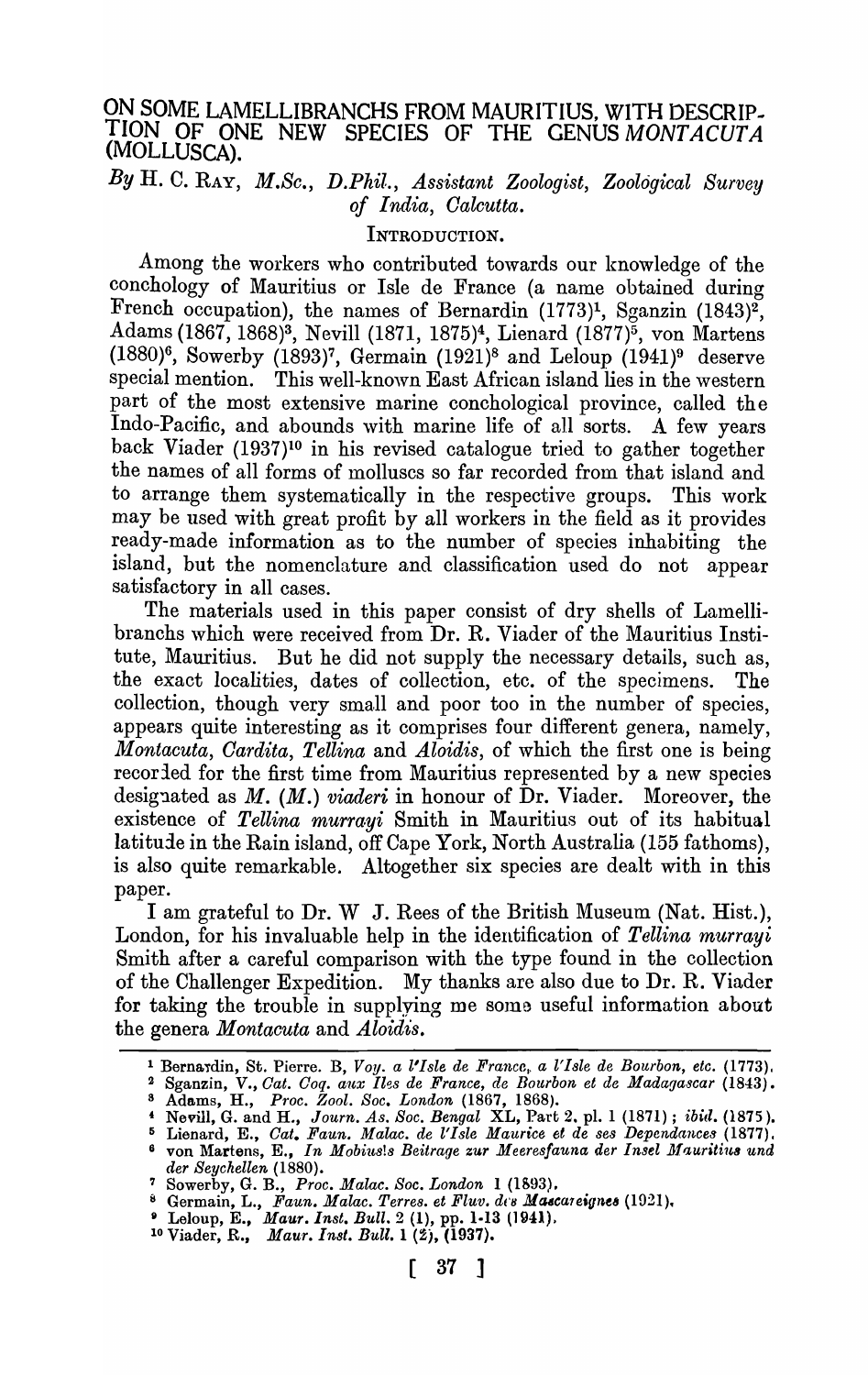# ON SOME LAMELLIBRANCHS FROM MAURITIUS, WITH DESCRIPTION OF ONE NEW SPECIES OF THE GENUS *MONTACUTA* (MOLLUSCA).

*By* H. C. RAY, *M.Sc., D.Phil., Assistant Zoologist, Zoological Survey of India, Calcutta.*

## INTRODUCTION.

Among the workers who contributed towards our knowledge of the conchology of Mauritius or Isle de France (a name obtained during French occupation), the names of Bernardin (1773)[1], Sganzin (1843)[2], Adams (1867, 1868)[3], Nevill (1871, 1875)[4], Lienard (1877)[5], von Martens (1880)[6], Sowerby (1893)[7], Germain (1921)[8] and Leloup (1941)[9] deserve special mention. This well-known East African island lies in the western part of the most extensive marine conchological province, called the Indo-Pacific, and abounds with marine life of all sorts. A few years back Viader (1937)[10] in his revised catalogue tried to gather together the names of all forms of molluscs so far recorded from that island and to arrange them systematically in the respective groups. This work may be used with great profit by all workers in the field as it provides ready-made information as to the number of species inhabiting the island, but the nomenclature and classification used do not appear satisfactory in all cases.

The materials used in this paper consist of dry shells of Lamellibranchs which were received from Dr. R. Viader of the Mauritius Institute, Mauritius. But he did not supply the necessary details, such as, the exact localities, dates of collection, etc. of the specimens. The collection, though very small and poor too in the number of species, appears quite interesting as it comprises four different genera, namely, *Montacuta*, *Cardita*, *Tellina* and *Aloidis*, of which the first one is being recorded for the first time from Mauritius represented by a new species designated as *M.* (*M.*) *viaderi* in honour of Dr. Viader. Moreover, the existence of *Tellina murrayi* Smith in Mauritius out of its habitual latitude in the Rain island, off Cape York, North Australia (155 fathoms), is also quite remarkable. Altogether six species are dealt with in this paper.

I am grateful to Dr. W J. Rees of the British Museum (Nat. Hist.), London, for his invaluable help in the identification of *Tellina murrayi* Smith after a careful comparison with the type found in the collection of the Challenger Expedition. My thanks are also due to Dr. R. Viader for taking the trouble in supplying me some useful information about the genera *Montacuta* and *Aloidis*.

---

[1] Bernardin, St. Pierre. B, *Voy. a l'Isle de France, a l'Isle de Bourbon, etc.* (1773).

[2] Sganzin, V., *Cat. Coq. aux Iles de France, de Bourbon et de Madagascar* (1843).

[3] Adams, H., *Proc. Zool. Soc. London* (1867, 1868).

[4] Nevill, G. and H., *Journ. As. Soc. Bengal* XL, Part 2, pl. 1 (1871); *ibid.* (1875).

[5] Lienard, E., *Cat. Faun. Malac. de l'Isle Maurice et de ses Dependances* (1877).

[6] von Martens, E., *In Mobius's Beitrage zur Meeresfauna der Insel Mauritius und der Seychellen* (1880).

[7] Sowerby, G. B., *Proc. Malac. Soc. London* 1 (1893).

[8] Germain, L., *Faun. Malac. Terres. et Fluv. des Mascareignes* (1921).

[9] Leloup, E., *Maur. Inst. Bull.* 2 (1), pp. 1-13 (1941).

[10] Viader, R., *Maur. Inst. Bull.* 1 (2), (1937).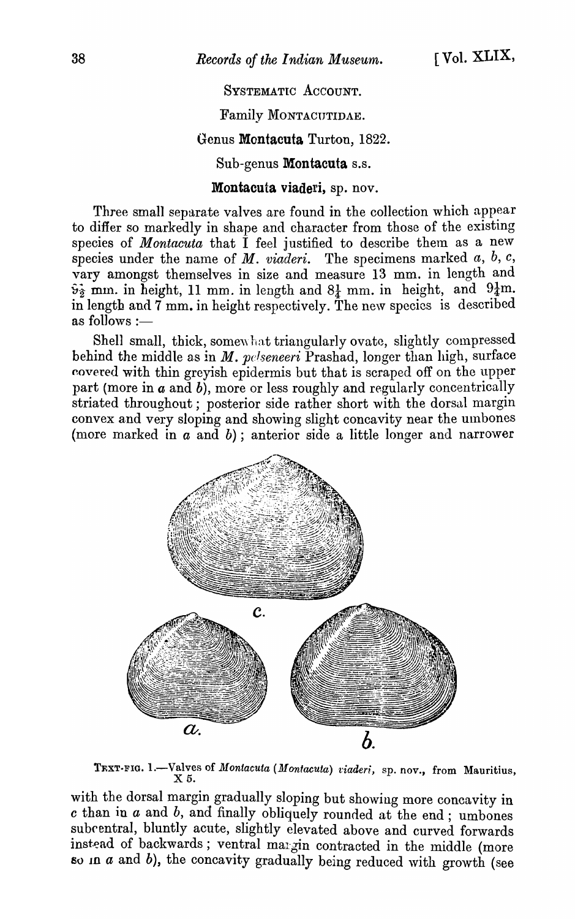## SYSTEMATIC ACCOUNT.

### Family MONTACUTIDAE.

### Genus **Montacuta** Turton, 1822.

### Sub-genus **Montacuta** s.s.

### **Montacuta viaderi**, sp. nov.

Three small separate valves are found in the collection which appear to differ so markedly in shape and character from those of the existing species of *Montacuta* that I feel justified to describe them as a new species under the name of *M. viaderi*. The specimens marked *a*, *b*, *c*, vary amongst themselves in size and measure 13 mm. in length and $9\frac{1}{2}$ mm. in height, 11 mm. in length and $8\frac{1}{4}$ mm. in height, and $9\frac{1}{4}$m. in length and 7 mm. in height respectively. The new species is described as follows :—

Shell small, thick, somewhat triangularly ovate, slightly compressed behind the middle as in *M. pelseneeri* Prashad, longer than high, surface covered with thin greyish epidermis but that is scraped off on the upper part (more in *a* and *b*), more or less roughly and regularly concentrically striated throughout ; posterior side rather short with the dorsal margin convex and very sloping and showing slight concavity near the umbones (more marked in *a* and *b*) ; anterior side a little longer and narrower

c.

a.

b.

TEXT-FIG. 1.—Valves of *Montacuta* (*Montacuta*) *viaderi*, sp. nov., from Mauritius, X 5.

with the dorsal margin gradually sloping but showing more concavity in *c* than in *a* and *b*, and finally obliquely rounded at the end ; umbones subcentral, bluntly acute, slightly elevated above and curved forwards instead of backwards ; ventral margin contracted in the middle (more so in *a* and *b*), the concavity gradually being reduced with growth (see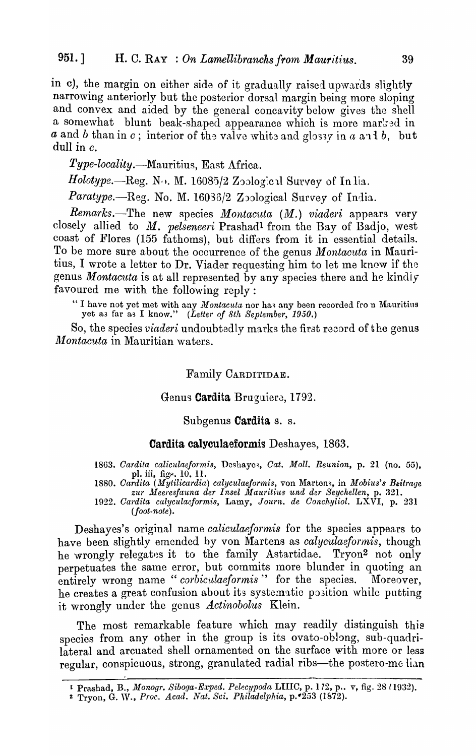in c), the margin on either side of it gradually raised upwards slightly narrowing anteriorly but the posterior dorsal margin being more sloping and convex and aided by the general concavity below gives the shell a somewhat blunt beak-shaped appearance which is more marked in *a* and *b* than in *c*; interior of the valve white and glossy in *a* and *b*, but dull in *c*.

*Type-locality*.—Mauritius, East Africa.

*Holotype*.—Reg. No. M. 16085/2 Zoological Survey of India.

*Paratype*.—Reg. No. M. 16036/2 Zoological Survey of India.

*Remarks*.—The new species *Montacuta* (*M.*) *viaderi* appears very closely allied to *M. pelseneeri* Prashad[1] from the Bay of Badjo, west coast of Flores (155 fathoms), but differs from it in essential details. To be more sure about the occurrence of the genus *Montacuta* in Mauritius, I wrote a letter to Dr. Viader requesting him to let me know if the genus *Montacuta* is at all represented by any species there and he kindly favoured me with the following reply:

> "I have not yet met with any *Montacuta* nor has any been recorded from Mauritius yet as far as I know." (*Letter of 8th September, 1950.*)

So, the species *viaderi* undoubtedly marks the first record of the genus *Montacuta* in Mauritian waters.

## Family CARDITIDAE.

### Genus **Cardita** Bruguiere, 1792.

### Subgenus **Cardita** s. s.

### **Cardita calyculaeformis** Deshayes, 1863.

1863. *Cardita caliculaeformis*, Deshayes, *Cat. Moll. Reunion*, p. 21 (no. 55), pl. iii, figs. 10, 11.
1880. *Cardita* (*Mytilicardia*) *calyculaeformis*, von Martens, in *Mobius's Beitrage zur Meeresfauna der Insel Mauritius und der Seychellen*, p. 321.
1922. *Cardita calyculaeformis*, Lamy, *Journ. de Conchyliol.* LXVI, p. 231 (*foot-note*).

Deshayes's original name *caliculaeformis* for the species appears to have been slightly emended by von Martens as *calyculaeformis*, though he wrongly relegates it to the family Astartidae. Tryon[2] not only perpetuates the same error, but commits more blunder in quoting an entirely wrong name "*corbiculaeformis*" for the species. Moreover, he creates a great confusion about its systematic position while putting it wrongly under the genus *Actinobolus* Klein.

The most remarkable feature which may readily distinguish this species from any other in the group is its ovato-oblong, sub-quadrilateral and arcuated shell ornamented on the surface with more or less regular, conspicuous, strong, granulated radial ribs—the postero-median

---

[1] Prashad, B., *Monogr. Siboga-Exped. Pelecypoda* LIIIC, p. 172, p.. v, fig. 28 (1932).

[2] Tryon, G. W., *Proc. Acad. Nat. Sci. Philadelphia*, p. 253 (1872).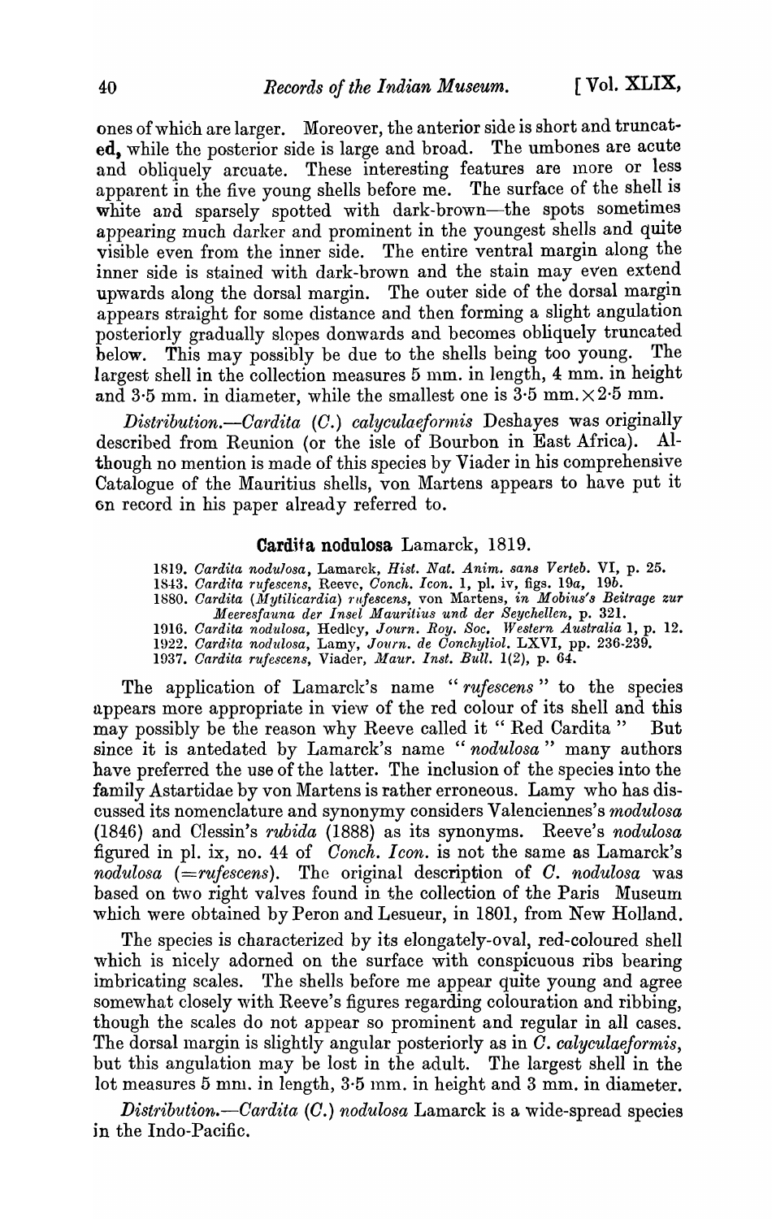ones of which are larger. Moreover, the anterior side is short and truncated, while the posterior side is large and broad. The umbones are acute and obliquely arcuate. These interesting features are more or less apparent in the five young shells before me. The surface of the shell is white and sparsely spotted with dark-brown—the spots sometimes appearing much darker and prominent in the youngest shells and quite visible even from the inner side. The entire ventral margin along the inner side is stained with dark-brown and the stain may even extend upwards along the dorsal margin. The outer side of the dorsal margin appears straight for some distance and then forming a slight angulation posteriorly gradually slopes donwards and becomes obliquely truncated below. This may possibly be due to the shells being too young. The largest shell in the collection measures 5 mm. in length, 4 mm. in height and 3·5 mm. in diameter, while the smallest one is 3·5 mm. × 2·5 mm.

*Distribution.*—*Cardita* (*C.*) *calyculaeformis* Deshayes was originally described from Reunion (or the isle of Bourbon in East Africa). Although no mention is made of this species by Viader in his comprehensive Catalogue of the Mauritius shells, von Martens appears to have put it on record in his paper already referred to.

### **Cardita nodulosa** Lamarck, 1819.

1819. *Cardita nodulosa*, Lamarck, *Hist. Nat. Anim. sans Verteb.* VI, p. 25.
1843. *Cardita rufescens*, Reeve, *Conch. Icon.* 1, pl. iv, figs. 19*a*, 19*b*.
1880. *Cardita* (*Mytilicardia*) *rufescens*, von Martens, *in Mobius's Beitrage zur Meeresfauna der Insel Mauritius und der Seychellen*, p. 321.
1916. *Cardita nodulosa*, Hedley, *Journ. Roy. Soc. Western Australia* 1, p. 12.
1922. *Cardita nodulosa*, Lamy, *Journ. de Conchyliol.* LXVI, pp. 236-239.
1937. *Cardita rufescens*, Viader, *Maur. Inst. Bull.* 1(2), p. 64.

The application of Lamarck's name "*rufescens*" to the species appears more appropriate in view of the red colour of its shell and this may possibly be the reason why Reeve called it "Red Cardita" But since it is antedated by Lamarck's name "*nodulosa*" many authors have preferred the use of the latter. The inclusion of the species into the family Astartidae by von Martens is rather erroneous. Lamy who has discussed its nomenclature and synonymy considers Valenciennes's *modulosa* (1846) and Clessin's *rubida* (1888) as its synonyms. Reeve's *nodulosa* figured in pl. ix, no. 44 of *Conch. Icon.* is not the same as Lamarck's *nodulosa* (=*rufescens*). The original description of *C. nodulosa* was based on two right valves found in the collection of the Paris Museum which were obtained by Peron and Lesueur, in 1801, from New Holland.

The species is characterized by its elongately-oval, red-coloured shell which is nicely adorned on the surface with conspicuous ribs bearing imbricating scales. The shells before me appear quite young and agree somewhat closely with Reeve's figures regarding colouration and ribbing, though the scales do not appear so prominent and regular in all cases. The dorsal margin is slightly angular posteriorly as in *C. calyculaeformis*, but this angulation may be lost in the adult. The largest shell in the lot measures 5 mm. in length, 3·5 mm. in height and 3 mm. in diameter.

*Distribution.*—*Cardita* (*C.*) *nodulosa* Lamarck is a wide-spread species in the Indo-Pacific.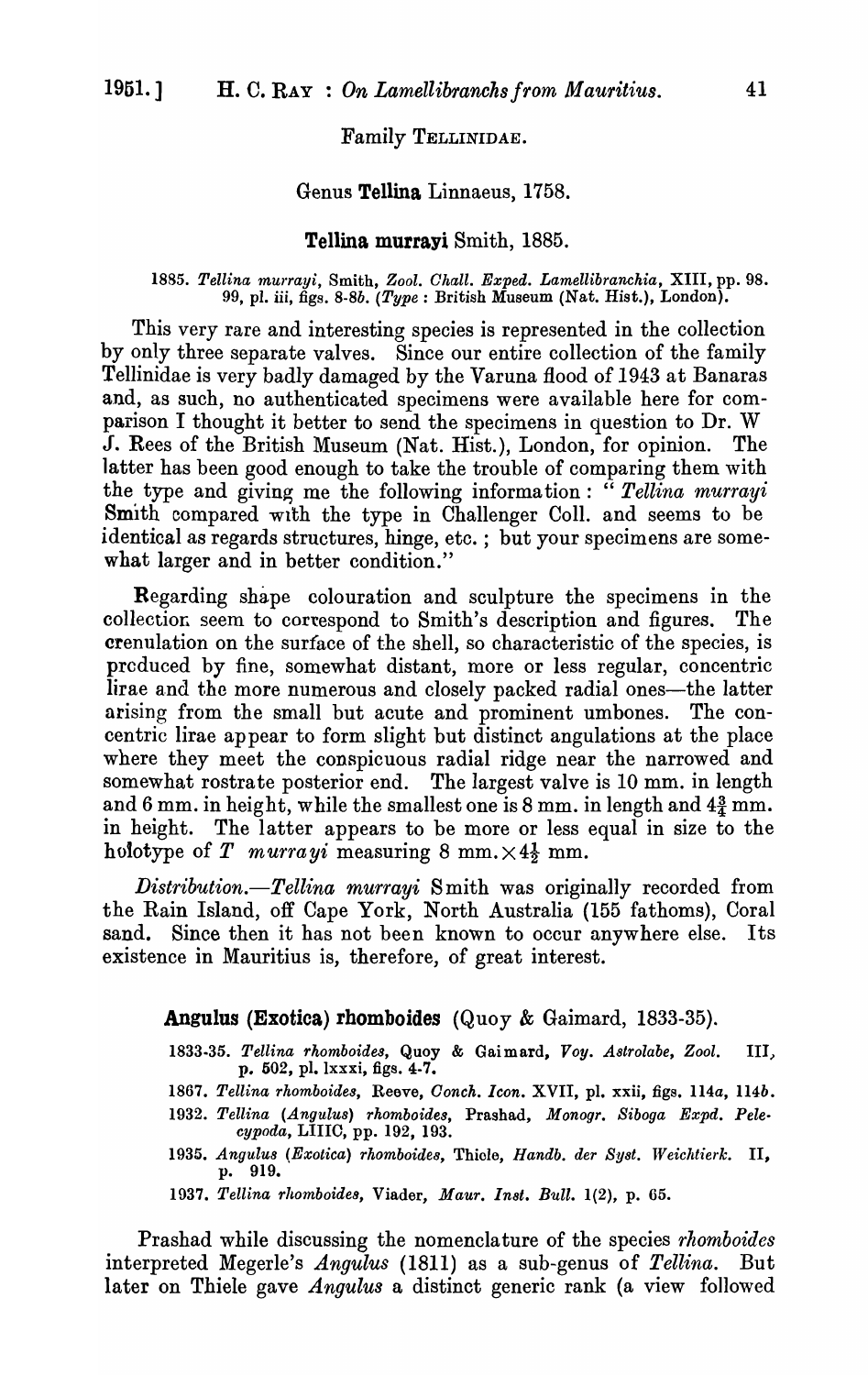## Family TELLINIDAE.

### Genus **Tellina** Linnaeus, 1758.

#### **Tellina murrayi** Smith, 1885.

1885. *Tellina murrayi*, Smith, *Zool. Chall. Exped. Lamellibranchia*, XIII, pp. 98. 99, pl. iii, figs. 8-8*b*. (*Type* : British Museum (Nat. Hist.), London).

This very rare and interesting species is represented in the collection by only three separate valves. Since our entire collection of the family Tellinidae is very badly damaged by the Varuna flood of 1943 at Banaras and, as such, no authenticated specimens were available here for comparison I thought it better to send the specimens in question to Dr. W J. Rees of the British Museum (Nat. Hist.), London, for opinion. The latter has been good enough to take the trouble of comparing them with the type and giving me the following information: " *Tellina murrayi* Smith compared with the type in Challenger Coll. and seems to be identical as regards structures, hinge, etc.; but your specimens are somewhat larger and in better condition."

Regarding shape colouration and sculpture the specimens in the collection seem to correspond to Smith's description and figures. The crenulation on the surface of the shell, so characteristic of the species, is produced by fine, somewhat distant, more or less regular, concentric lirae and the more numerous and closely packed radial ones—the latter arising from the small but acute and prominent umbones. The concentric lirae appear to form slight but distinct angulations at the place where they meet the conspicuous radial ridge near the narrowed and somewhat rostrate posterior end. The largest valve is 10 mm. in length and 6 mm. in height, while the smallest one is 8 mm. in length and $4\frac{3}{4}$ mm. in height. The latter appears to be more or less equal in size to the holotype of *T murrayi* measuring 8 mm. $\times 4\frac{1}{2}$ mm.

*Distribution.*—*Tellina murrayi* Smith was originally recorded from the Rain Island, off Cape York, North Australia (155 fathoms), Coral sand. Since then it has not been known to occur anywhere else. Its existence in Mauritius is, therefore, of great interest.

#### **Angulus (Exotica) rhomboides** (Quoy & Gaimard, 1833-35).

1833-35. *Tellina rhomboides*, Quoy & Gaimard, *Voy. Astrolabe, Zool.* III, p. 502, pl. lxxxi, figs. 4-7.

1867. *Tellina rhomboides*, Reeve, *Conch. Icon.* XVII, pl. xxii, figs. 114*a*, 114*b*.

1932. *Tellina* (*Angulus*) *rhomboides*, Prashad, *Monogr. Siboga Expd. Pelecypoda*, LIIIC, pp. 192, 193.

1935. *Angulus* (*Exotica*) *rhomboides*, Thiele, *Handb. der Syst. Weichtierk.* II, p. 919.

1937. *Tellina rhomboides*, Viader, *Maur. Inst. Bull.* 1(2), p. 65.

Prashad while discussing the nomenclature of the species *rhomboides* interpreted Megerle's *Angulus* (1811) as a sub-genus of *Tellina*. But later on Thiele gave *Angulus* a distinct generic rank (a view followed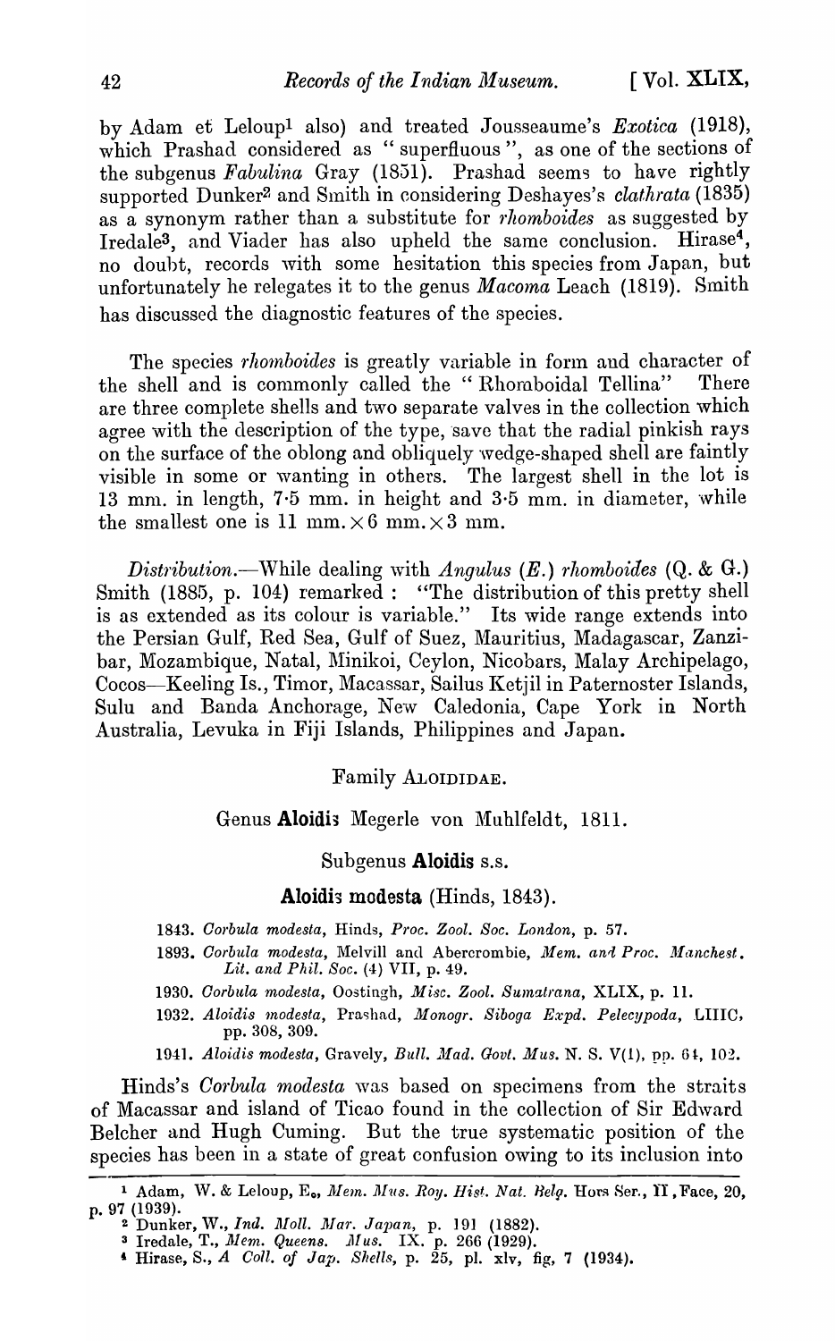by Adam et Leloup[1] also) and treated Jousseaume's *Exotica* (1918), which Prashad considered as "superfluous", as one of the sections of the subgenus *Fabulina* Gray (1851). Prashad seems to have rightly supported Dunker[2] and Smith in considering Deshayes's *clathrata* (1835) as a synonym rather than a substitute for *rhomboides* as suggested by Iredale[3], and Viader has also upheld the same conclusion. Hirase[4], no doubt, records with some hesitation this species from Japan, but unfortunately he relegates it to the genus *Macoma* Leach (1819). Smith has discussed the diagnostic features of the species.

The species *rhomboides* is greatly variable in form and character of the shell and is commonly called the "Rhomboidal Tellina" There are three complete shells and two separate valves in the collection which agree with the description of the type, save that the radial pinkish rays on the surface of the oblong and obliquely wedge-shaped shell are faintly visible in some or wanting in others. The largest shell in the lot is 13 mm. in length, 7·5 mm. in height and 3·5 mm. in diameter, while the smallest one is 11 mm. × 6 mm. × 3 mm.

*Distribution.*—While dealing with *Angulus* (*E.*) *rhomboides* (Q. & G.) Smith (1885, p. 104) remarked : "The distribution of this pretty shell is as extended as its colour is variable." Its wide range extends into the Persian Gulf, Red Sea, Gulf of Suez, Mauritius, Madagascar, Zanzibar, Mozambique, Natal, Minikoi, Ceylon, Nicobars, Malay Archipelago, Cocos—Keeling Is., Timor, Macassar, Sailus Ketjil in Paternoster Islands, Sulu and Banda Anchorage, New Caledonia, Cape York in North Australia, Levuka in Fiji Islands, Philippines and Japan.

## Family ALOIDIDAE.

### Genus **Aloidis** Megerle von Muhlfeldt, 1811.

### Subgenus **Aloidis** s.s.

### **Aloidis modesta** (Hinds, 1843).

1843. *Corbula modesta*, Hinds, *Proc. Zool. Soc. London*, p. 57.

1893. *Corbula modesta*, Melvill and Abercrombie, *Mem. and Proc. Manchest. Lit. and Phil. Soc.* (4) VII, p. 49.

1930. *Corbula modesta*, Oostingh, *Misc. Zool. Sumatrana*, XLIX, p. 11.

1932. *Aloidis modesta*, Prashad, *Monogr. Siboga Expd. Pelecypoda*, LIIIC, pp. 308, 309.

1941. *Aloidis modesta*, Gravely, *Bull. Mad. Govt. Mus.* N. S. V(1), pp. 64, 102.

Hinds's *Corbula modesta* was based on specimens from the straits of Macassar and island of Ticao found in the collection of Sir Edward Belcher and Hugh Cuming. But the true systematic position of the species has been in a state of great confusion owing to its inclusion into

---

[1] Adam, W. & Leloup, E., *Mem. Mus. Roy. Hist. Nat. Belg.* Hors Ser., II, Face, 20, p. 97 (1939).

[2] Dunker, W., *Ind. Moll. Mar. Japan*, p. 191 (1882).

[3] Iredale, T., *Mem. Queens. Mus.* IX. p. 266 (1929).

[4] Hirase, S., *A Coll. of Jap. Shells*, p. 25, pl. xlv, fig, 7 (1934).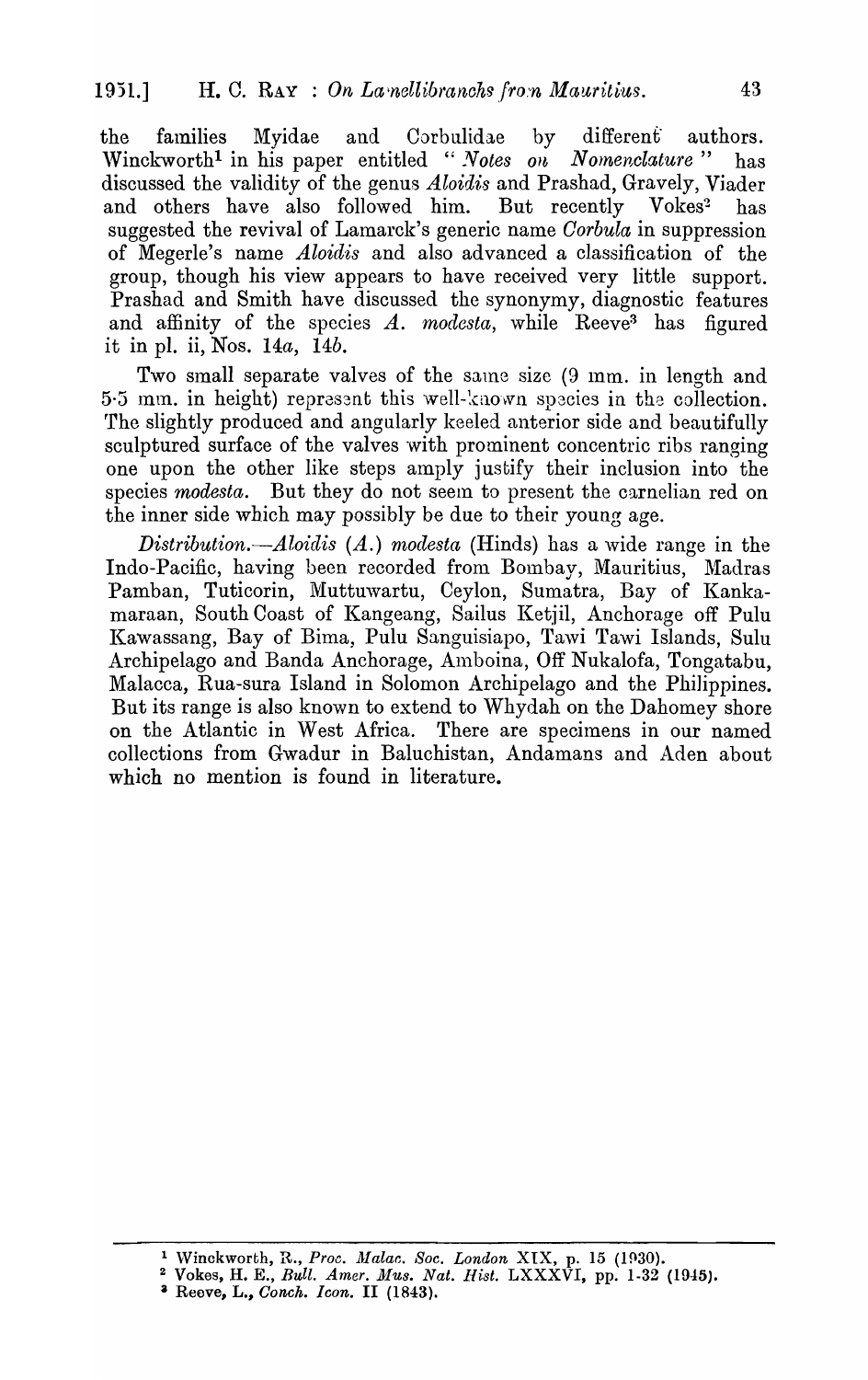the families Myidae and Corbulidae by different authors. Winckworth[1] in his paper entitled "*Notes on Nomenclature*" has discussed the validity of the genus *Aloidis* and Prashad, Gravely, Viader and others have also followed him. But recently Vokes[2] has suggested the revival of Lamarck's generic name *Corbula* in suppression of Megerle's name *Aloidis* and also advanced a classification of the group, though his view appears to have received very little support. Prashad and Smith have discussed the synonymy, diagnostic features and affinity of the species *A. modesta*, while Reeve[3] has figured it in pl. ii, Nos. 14*a*, 14*b*.

Two small separate valves of the same size (9 mm. in length and 5·5 mm. in height) represent this well-known species in the collection. The slightly produced and angularly keeled anterior side and beautifully sculptured surface of the valves with prominent concentric ribs ranging one upon the other like steps amply justify their inclusion into the species *modesta*. But they do not seem to present the carnelian red on the inner side which may possibly be due to their young age.

*Distribution.*—*Aloidis* (*A.*) *modesta* (Hinds) has a wide range in the Indo-Pacific, having been recorded from Bombay, Mauritius, Madras Pamban, Tuticorin, Muttuwartu, Ceylon, Sumatra, Bay of Kankamaraan, South Coast of Kangeang, Sailus Ketjil, Anchorage off Pulu Kawassang, Bay of Bima, Pulu Sanguisiapo, Tawi Tawi Islands, Sulu Archipelago and Banda Anchorage, Amboina, Off Nukalofa, Tongatabu, Malacca, Rua-sura Island in Solomon Archipelago and the Philippines. But its range is also known to extend to Whydah on the Dahomey shore on the Atlantic in West Africa. There are specimens in our named collections from Gwadur in Baluchistan, Andamans and Aden about which no mention is found in literature.

---

[1] Winckworth, R., *Proc. Malac. Soc. London* XIX, p. 15 (1930).

[2] Vokes, H. E., *Bull. Amer. Mus. Nat. Hist.* LXXXVI, pp. 1-32 (1945).

[3] Reeve, L., *Conch. Icon.* II (1843).